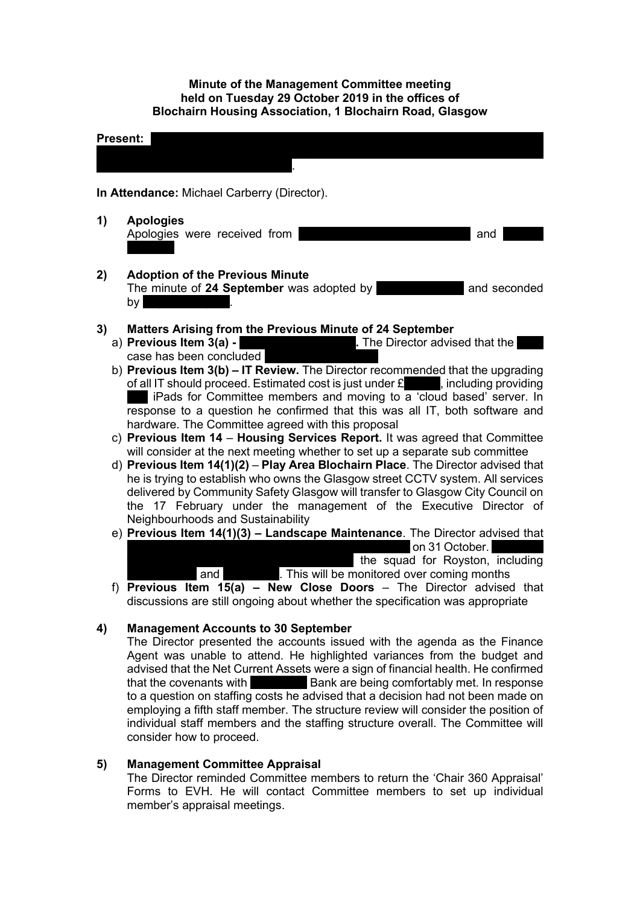**Minute of the Management Committee meeting held on Tuesday 29 October 2019 in the offices of Blochairn Housing Association, 1 Blochairn Road, Glasgow**

**Present:** .

**In Attendance:** Michael Carberry (Director).

1) **Apologies**
Apologies were received from and

2) **Adoption of the Previous Minute**
The minute of **24 September** was adopted by and seconded by .

3) **Matters Arising from the Previous Minute of 24 September**
   a) **Previous Item 3(a) - .** The Director advised that the case has been concluded
   b) **Previous Item 3(b) – IT Review.** The Director recommended that the upgrading of all IT should proceed. Estimated cost is just under £ , including providing iPads for Committee members and moving to a 'cloud based' server. In response to a question he confirmed that this was all IT, both software and hardware. The Committee agreed with this proposal
   c) **Previous Item 14** – **Housing Services Report.** It was agreed that Committee will consider at the next meeting whether to set up a separate sub committee
   d) **Previous Item 14(1)(2)** – **Play Area Blochairn Place**. The Director advised that he is trying to establish who owns the Glasgow street CCTV system. All services delivered by Community Safety Glasgow will transfer to Glasgow City Council on the 17 February under the management of the Executive Director of Neighbourhoods and Sustainability
   e) **Previous Item 14(1)(3) – Landscape Maintenance**. The Director advised that on 31 October. the squad for Royston, including and . This will be monitored over coming months
   f) **Previous Item 15(a) – New Close Doors** – The Director advised that discussions are still ongoing about whether the specification was appropriate

4) **Management Accounts to 30 September**
The Director presented the accounts issued with the agenda as the Finance Agent was unable to attend. He highlighted variances from the budget and advised that the Net Current Assets were a sign of financial health. He confirmed that the covenants with Bank are being comfortably met. In response to a question on staffing costs he advised that a decision had not been made on employing a fifth staff member. The structure review will consider the position of individual staff members and the staffing structure overall. The Committee will consider how to proceed.

5) **Management Committee Appraisal**
The Director reminded Committee members to return the 'Chair 360 Appraisal' Forms to EVH. He will contact Committee members to set up individual member's appraisal meetings.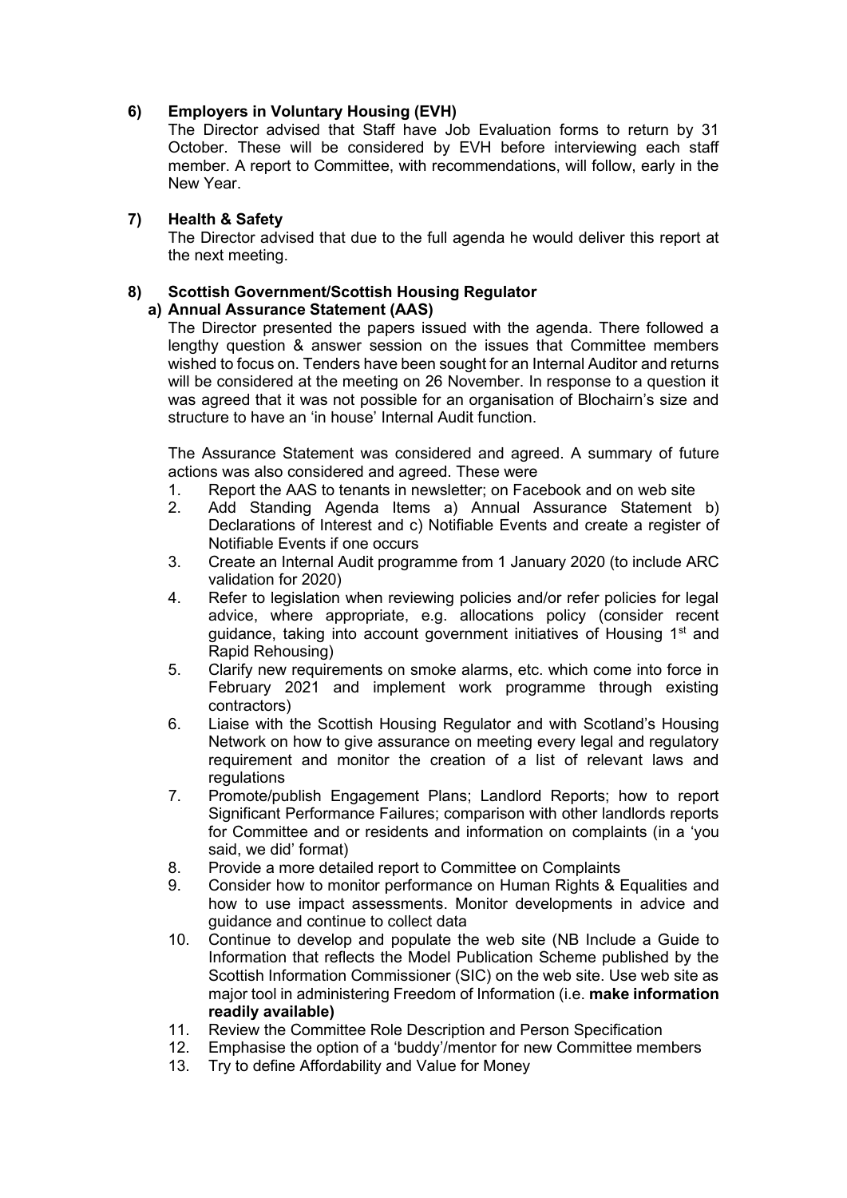## 6) Employers in Voluntary Housing (EVH)

The Director advised that Staff have Job Evaluation forms to return by 31 October. These will be considered by EVH before interviewing each staff member. A report to Committee, with recommendations, will follow, early in the New Year.

## 7) Health & Safety

The Director advised that due to the full agenda he would deliver this report at the next meeting.

## 8) Scottish Government/Scottish Housing Regulator

### a) Annual Assurance Statement (AAS)

The Director presented the papers issued with the agenda. There followed a lengthy question & answer session on the issues that Committee members wished to focus on. Tenders have been sought for an Internal Auditor and returns will be considered at the meeting on 26 November. In response to a question it was agreed that it was not possible for an organisation of Blochairn's size and structure to have an 'in house' Internal Audit function.

The Assurance Statement was considered and agreed. A summary of future actions was also considered and agreed. These were

1. Report the AAS to tenants in newsletter; on Facebook and on web site
2. Add Standing Agenda Items a) Annual Assurance Statement b) Declarations of Interest and c) Notifiable Events and create a register of Notifiable Events if one occurs
3. Create an Internal Audit programme from 1 January 2020 (to include ARC validation for 2020)
4. Refer to legislation when reviewing policies and/or refer policies for legal advice, where appropriate, e.g. allocations policy (consider recent guidance, taking into account government initiatives of Housing 1st and Rapid Rehousing)
5. Clarify new requirements on smoke alarms, etc. which come into force in February 2021 and implement work programme through existing contractors)
6. Liaise with the Scottish Housing Regulator and with Scotland's Housing Network on how to give assurance on meeting every legal and regulatory requirement and monitor the creation of a list of relevant laws and regulations
7. Promote/publish Engagement Plans; Landlord Reports; how to report Significant Performance Failures; comparison with other landlords reports for Committee and or residents and information on complaints (in a 'you said, we did' format)
8. Provide a more detailed report to Committee on Complaints
9. Consider how to monitor performance on Human Rights & Equalities and how to use impact assessments. Monitor developments in advice and guidance and continue to collect data
10. Continue to develop and populate the web site (NB Include a Guide to Information that reflects the Model Publication Scheme published by the Scottish Information Commissioner (SIC) on the web site. Use web site as major tool in administering Freedom of Information (i.e. **make information readily available)**
11. Review the Committee Role Description and Person Specification
12. Emphasise the option of a 'buddy'/mentor for new Committee members
13. Try to define Affordability and Value for Money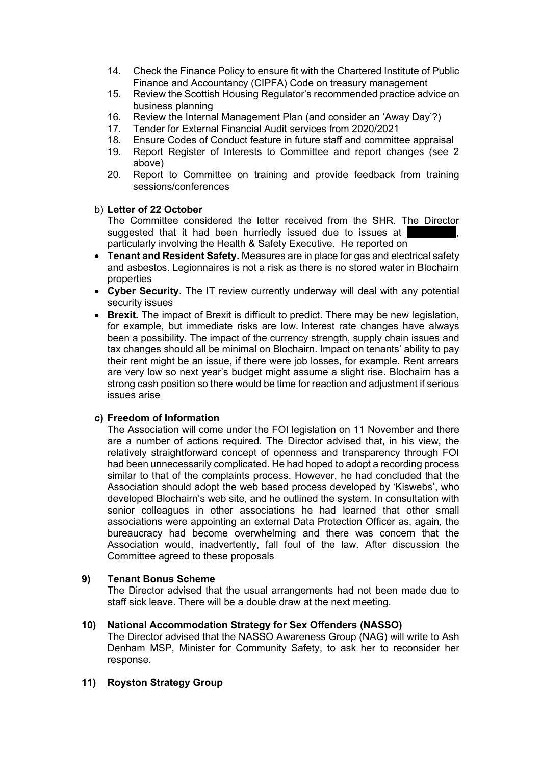14. Check the Finance Policy to ensure fit with the Chartered Institute of Public Finance and Accountancy (CIPFA) Code on treasury management
15. Review the Scottish Housing Regulator's recommended practice advice on business planning
16. Review the Internal Management Plan (and consider an 'Away Day'?)
17. Tender for External Financial Audit services from 2020/2021
18. Ensure Codes of Conduct feature in future staff and committee appraisal
19. Report Register of Interests to Committee and report changes (see 2 above)
20. Report to Committee on training and provide feedback from training sessions/conferences

b) **Letter of 22 October**

The Committee considered the letter received from the SHR. The Director suggested that it had been hurriedly issued due to issues at [redacted], particularly involving the Health & Safety Executive. He reported on

- **Tenant and Resident Safety.** Measures are in place for gas and electrical safety and asbestos. Legionnaires is not a risk as there is no stored water in Blochairn properties
- **Cyber Security**. The IT review currently underway will deal with any potential security issues
- **Brexit.** The impact of Brexit is difficult to predict. There may be new legislation, for example, but immediate risks are low. Interest rate changes have always been a possibility. The impact of the currency strength, supply chain issues and tax changes should all be minimal on Blochairn. Impact on tenants' ability to pay their rent might be an issue, if there were job losses, for example. Rent arrears are very low so next year's budget might assume a slight rise. Blochairn has a strong cash position so there would be time for reaction and adjustment if serious issues arise

**c) Freedom of Information**

The Association will come under the FOI legislation on 11 November and there are a number of actions required. The Director advised that, in his view, the relatively straightforward concept of openness and transparency through FOI had been unnecessarily complicated. He had hoped to adopt a recording process similar to that of the complaints process. However, he had concluded that the Association should adopt the web based process developed by 'Kiswebs', who developed Blochairn's web site, and he outlined the system. In consultation with senior colleagues in other associations he had learned that other small associations were appointing an external Data Protection Officer as, again, the bureaucracy had become overwhelming and there was concern that the Association would, inadvertently, fall foul of the law. After discussion the Committee agreed to these proposals

**9) Tenant Bonus Scheme**

The Director advised that the usual arrangements had not been made due to staff sick leave. There will be a double draw at the next meeting.

**10) National Accommodation Strategy for Sex Offenders (NASSO)**

The Director advised that the NASSO Awareness Group (NAG) will write to Ash Denham MSP, Minister for Community Safety, to ask her to reconsider her response.

**11) Royston Strategy Group**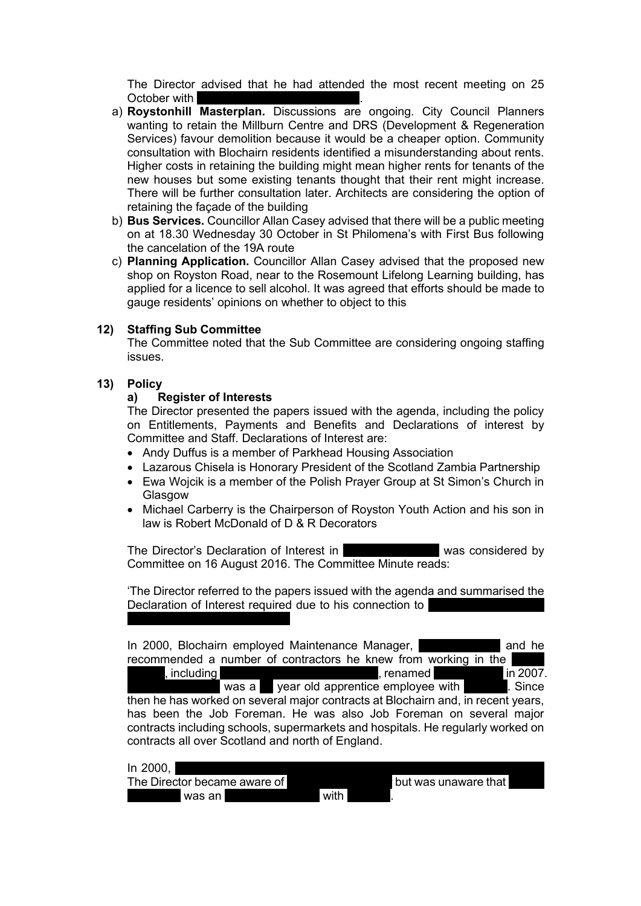The Director advised that he had attended the most recent meeting on 25 October with ████████████████████.

a) **Roystonhill Masterplan.** Discussions are ongoing. City Council Planners wanting to retain the Millburn Centre and DRS (Development & Regeneration Services) favour demolition because it would be a cheaper option. Community consultation with Blochairn residents identified a misunderstanding about rents. Higher costs in retaining the building might mean higher rents for tenants of the new houses but some existing tenants thought that their rent might increase. There will be further consultation later. Architects are considering the option of retaining the façade of the building
b) **Bus Services.** Councillor Allan Casey advised that there will be a public meeting on at 18.30 Wednesday 30 October in St Philomena's with First Bus following the cancelation of the 19A route
c) **Planning Application.** Councillor Allan Casey advised that the proposed new shop on Royston Road, near to the Rosemount Lifelong Learning building, has applied for a licence to sell alcohol. It was agreed that efforts should be made to gauge residents' opinions on whether to object to this

## 12) Staffing Sub Committee

The Committee noted that the Sub Committee are considering ongoing staffing issues.

## 13) Policy

### a) Register of Interests

The Director presented the papers issued with the agenda, including the policy on Entitlements, Payments and Benefits and Declarations of interest by Committee and Staff. Declarations of Interest are:

- Andy Duffus is a member of Parkhead Housing Association
- Lazarous Chisela is Honorary President of the Scotland Zambia Partnership
- Ewa Wojcik is a member of the Polish Prayer Group at St Simon's Church in Glasgow
- Michael Carberry is the Chairperson of Royston Youth Action and his son in law is Robert McDonald of D & R Decorators

The Director's Declaration of Interest in ██████████ was considered by Committee on 16 August 2016. The Committee Minute reads:

'The Director referred to the papers issued with the agenda and summarised the Declaration of Interest required due to his connection to ████████████████████

In 2000, Blochairn employed Maintenance Manager, ██████████ and he recommended a number of contractors he knew from working in the ████ ████, including ████████████████████, renamed ████████ in 2007. ██████████ was a ██ year old apprentice employee with ██████. Since then he has worked on several major contracts at Blochairn and, in recent years, has been the Job Foreman. He was also Job Foreman on several major contracts including schools, supermarkets and hospitals. He regularly worked on contracts all over Scotland and north of England.

In 2000, ████████████████████████████████████████
The Director became aware of ████████████ but was unaware that ████ ██████ was an ████████████ with ██████.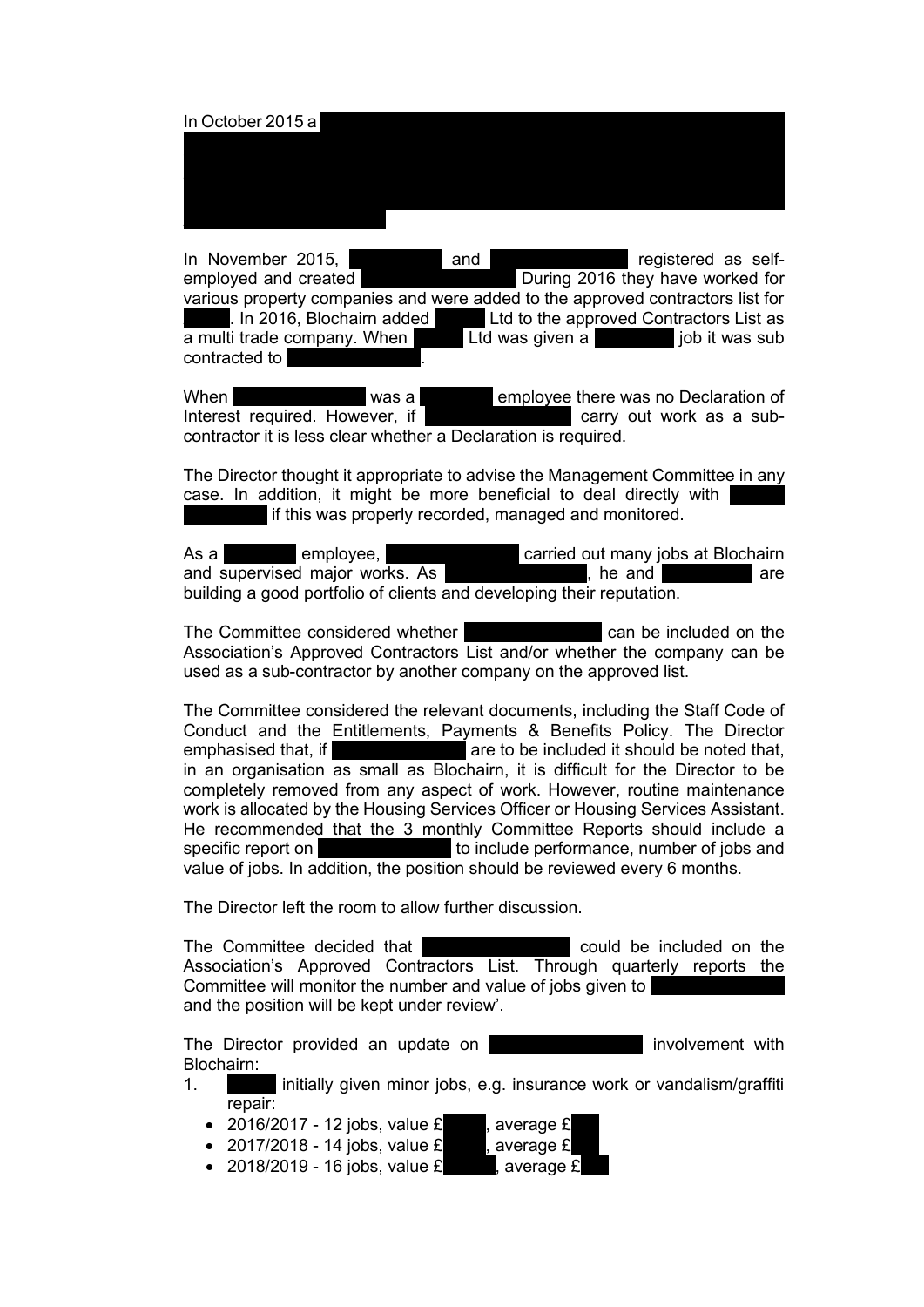In October 2015 a

In November 2015, and registered as self-employed and created During 2016 they have worked for various property companies and were added to the approved contractors list for . In 2016, Blochairn added Ltd to the approved Contractors List as a multi trade company. When Ltd was given a job it was sub contracted to .

When was a employee there was no Declaration of Interest required. However, if carry out work as a sub-contractor it is less clear whether a Declaration is required.

The Director thought it appropriate to advise the Management Committee in any case. In addition, it might be more beneficial to deal directly with if this was properly recorded, managed and monitored.

As a employee, carried out many jobs at Blochairn and supervised major works. As , he and are building a good portfolio of clients and developing their reputation.

The Committee considered whether can be included on the Association's Approved Contractors List and/or whether the company can be used as a sub-contractor by another company on the approved list.

The Committee considered the relevant documents, including the Staff Code of Conduct and the Entitlements, Payments & Benefits Policy. The Director emphasised that, if are to be included it should be noted that, in an organisation as small as Blochairn, it is difficult for the Director to be completely removed from any aspect of work. However, routine maintenance work is allocated by the Housing Services Officer or Housing Services Assistant. He recommended that the 3 monthly Committee Reports should include a specific report on to include performance, number of jobs and value of jobs. In addition, the position should be reviewed every 6 months.

The Director left the room to allow further discussion.

The Committee decided that could be included on the Association's Approved Contractors List. Through quarterly reports the Committee will monitor the number and value of jobs given to and the position will be kept under review'.

The Director provided an update on involvement with Blochairn:

1. initially given minor jobs, e.g. insurance work or vandalism/graffiti repair:
   - 2016/2017 - 12 jobs, value £ , average £
   - 2017/2018 - 14 jobs, value £ , average £
   - 2018/2019 - 16 jobs, value £ , average £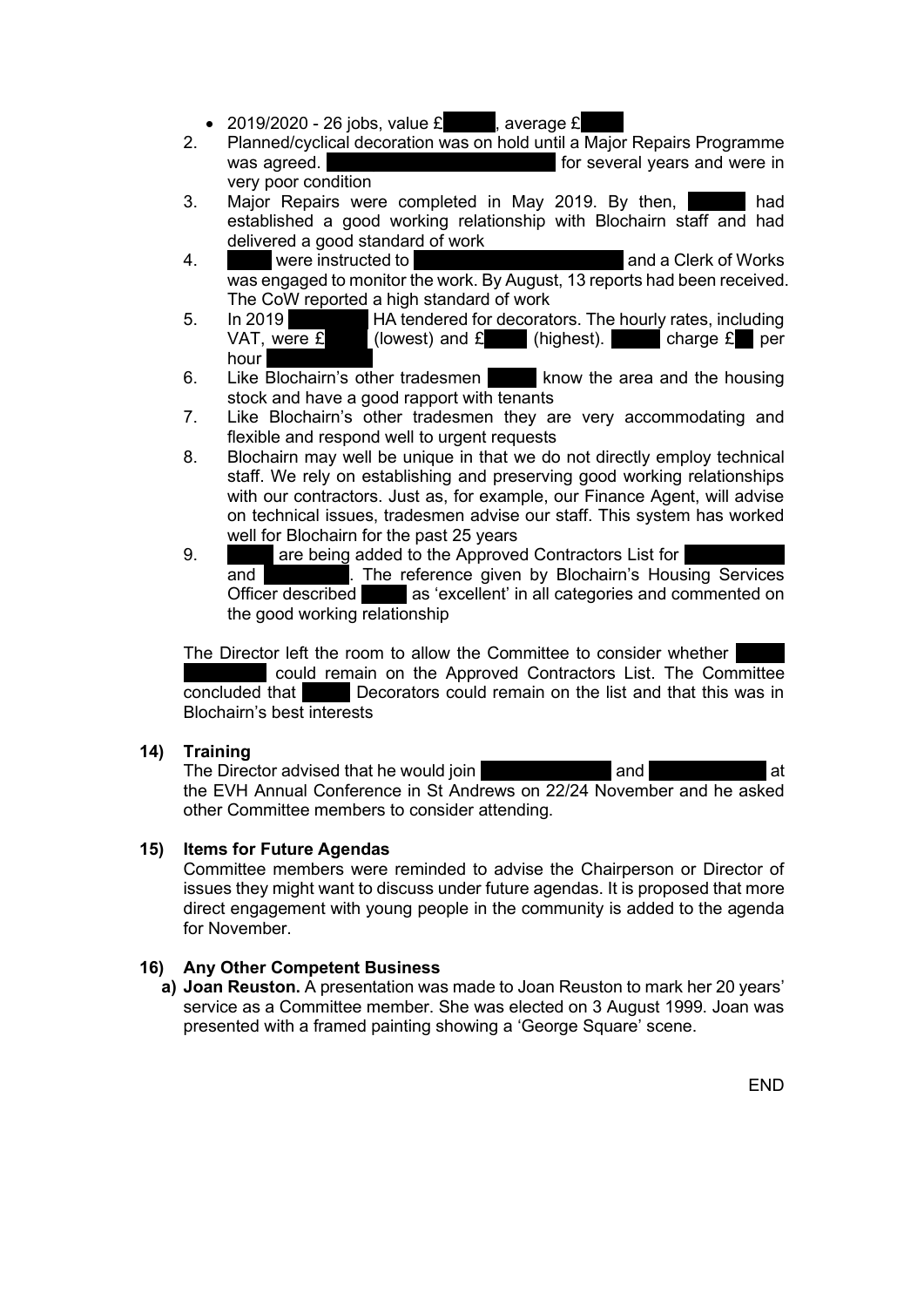- 2019/2020 - 26 jobs, value £ , average £

2. Planned/cyclical decoration was on hold until a Major Repairs Programme was agreed. for several years and were in very poor condition
3. Major Repairs were completed in May 2019. By then, had established a good working relationship with Blochairn staff and had delivered a good standard of work
4. were instructed to and a Clerk of Works was engaged to monitor the work. By August, 13 reports had been received. The CoW reported a high standard of work
5. In 2019 HA tendered for decorators. The hourly rates, including VAT, were £ (lowest) and £ (highest). charge £ per hour
6. Like Blochairn's other tradesmen know the area and the housing stock and have a good rapport with tenants
7. Like Blochairn's other tradesmen they are very accommodating and flexible and respond well to urgent requests
8. Blochairn may well be unique in that we do not directly employ technical staff. We rely on establishing and preserving good working relationships with our contractors. Just as, for example, our Finance Agent, will advise on technical issues, tradesmen advise our staff. This system has worked well for Blochairn for the past 25 years
9. are being added to the Approved Contractors List for and . The reference given by Blochairn's Housing Services Officer described as 'excellent' in all categories and commented on the good working relationship

The Director left the room to allow the Committee to consider whether could remain on the Approved Contractors List. The Committee concluded that Decorators could remain on the list and that this was in Blochairn's best interests

**14) Training**

The Director advised that he would join and at the EVH Annual Conference in St Andrews on 22/24 November and he asked other Committee members to consider attending.

**15) Items for Future Agendas**

Committee members were reminded to advise the Chairperson or Director of issues they might want to discuss under future agendas. It is proposed that more direct engagement with young people in the community is added to the agenda for November.

**16) Any Other Competent Business**

**a) Joan Reuston.** A presentation was made to Joan Reuston to mark her 20 years' service as a Committee member. She was elected on 3 August 1999. Joan was presented with a framed painting showing a 'George Square' scene.

END